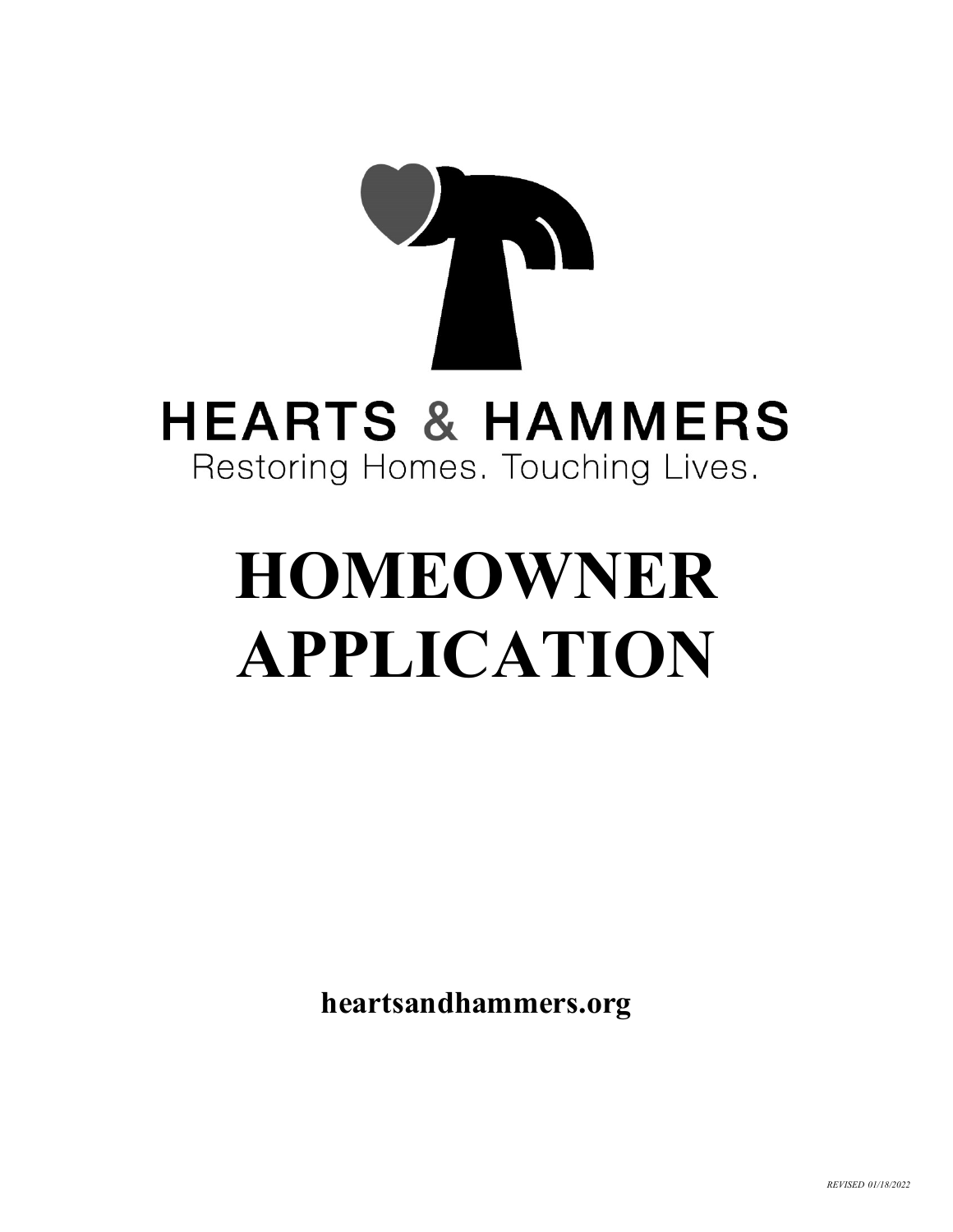HEARTS & HAMMERS

Restoring Homes. Touching Lives.

# HOMEOWNER APPLICATION

**heartsandhammers.org**

*REVISED 01/18/2022*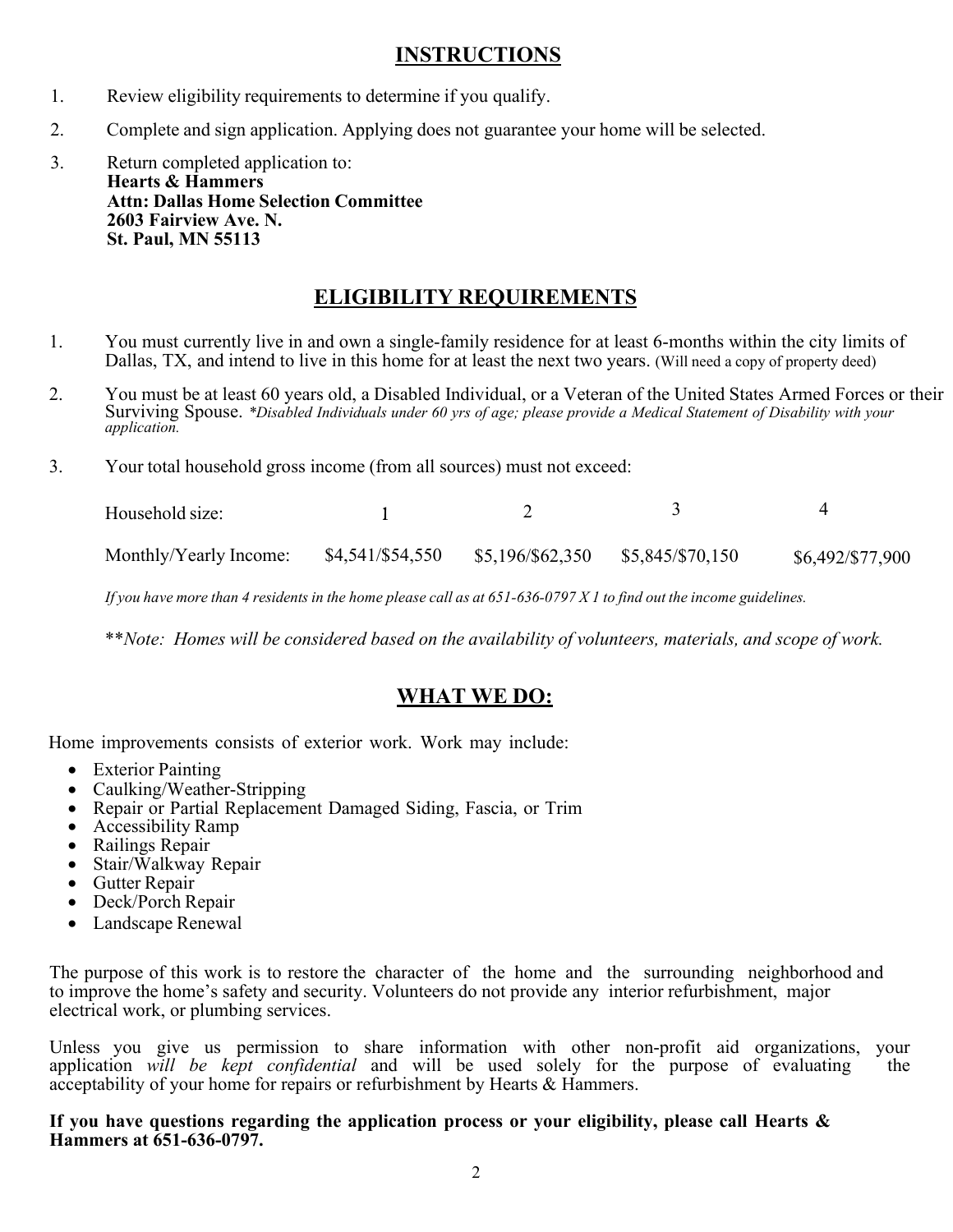## INSTRUCTIONS

1. Review eligibility requirements to determine if you qualify.
2. Complete and sign application. Applying does not guarantee your home will be selected.
3. Return completed application to:
   **Hearts & Hammers**
   **Attn: Dallas Home Selection Committee**
   **2603 Fairview Ave. N.**
   **St. Paul, MN 55113**

## ELIGIBILITY REQUIREMENTS

1. You must currently live in and own a single-family residence for at least 6-months within the city limits of Dallas, TX, and intend to live in this home for at least the next two years. (Will need a copy of property deed)
2. You must be at least 60 years old, a Disabled Individual, or a Veteran of the United States Armed Forces or their Surviving Spouse. *\*Disabled Individuals under 60 yrs of age; please provide a Medical Statement of Disability with your application.*
3. Your total household gross income (from all sources) must not exceed:

| Household size: | 1 | 2 | 3 | 4 |
|---|---|---|---|---|
| Monthly/Yearly Income: | $4,541/$54,550 | $5,196/$62,350 | $5,845/$70,150 | $6,492/$77,900 |

*If you have more than 4 residents in the home please call as at 651-636-0797 X 1 to find out the income guidelines.*

*\*\*Note: Homes will be considered based on the availability of volunteers, materials, and scope of work.*

## WHAT WE DO:

Home improvements consists of exterior work. Work may include:

- Exterior Painting
- Caulking/Weather-Stripping
- Repair or Partial Replacement Damaged Siding, Fascia, or Trim
- Accessibility Ramp
- Railings Repair
- Stair/Walkway Repair
- Gutter Repair
- Deck/Porch Repair
- Landscape Renewal

The purpose of this work is to restore the character of the home and the surrounding neighborhood and to improve the home's safety and security. Volunteers do not provide any interior refurbishment, major electrical work, or plumbing services.

Unless you give us permission to share information with other non-profit aid organizations, your application *will be kept confidential* and will be used solely for the purpose of evaluating the acceptability of your home for repairs or refurbishment by Hearts & Hammers.

**If you have questions regarding the application process or your eligibility, please call Hearts & Hammers at 651-636-0797.**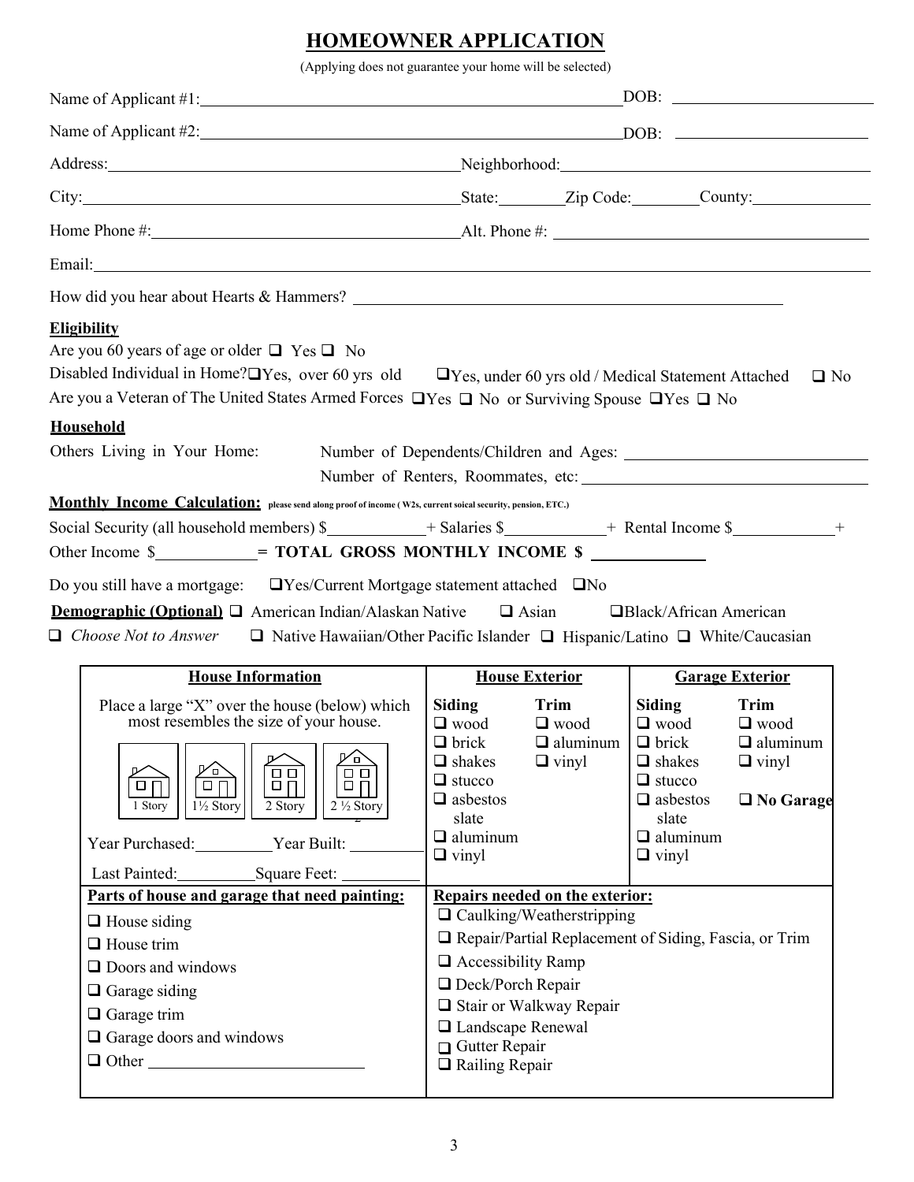# HOMEOWNER APPLICATION

(Applying does not guarantee your home will be selected)

Name of Applicant #1: ______________________ DOB: ______________

Name of Applicant #2: ______________________ DOB: ______________

Address: ______________________ Neighborhood: ______________________

City: ______________________ State: ________ Zip Code: ________ County: ______________

Home Phone #: ______________________ Alt. Phone #: ______________________

Email: ______________________________________________

How did you hear about Hearts & Hammers? ______________________________

**Eligibility**

Are you 60 years of age or older ❑ Yes ❑ No

Disabled Individual in Home? ❑ Yes, over 60 yrs old ❑ Yes, under 60 yrs old / Medical Statement Attached ❑ No

Are you a Veteran of The United States Armed Forces ❑ Yes ❑ No or Surviving Spouse ❑ Yes ❑ No

**Household**

Others Living in Your Home: Number of Dependents/Children and Ages: ______________________

Number of Renters, Roommates, etc: ______________________

**Monthly Income Calculation:** please send along proof of income ( W2s, current soical security, pension, ETC.)

Social Security (all household members) $__________ + Salaries $__________ + Rental Income $__________ + Other Income $__________ = **TOTAL GROSS MONTHLY INCOME $** __________

Do you still have a mortgage: ❑ Yes/Current Mortgage statement attached ❑ No

**Demographic (Optional)** ❑ American Indian/Alaskan Native ❑ Asian ❑ Black/African American ❑ *Choose Not to Answer* ❑ Native Hawaiian/Other Pacific Islander ❑ Hispanic/Latino ❑ White/Caucasian

| House Information | House Exterior | | Garage Exterior | |
|---|---|---|---|---|
| Place a large "X" over the house (below) which most resembles the size of your house.<br>1 Story / 1½ Story / 2 Story / 2 ½ Story<br>Year Purchased: ________ Year Built: ________<br>Last Painted: ________ Square Feet: ________ | **Siding**<br>❑ wood<br>❑ brick<br>❑ shakes<br>❑ stucco<br>❑ asbestos slate<br>❑ aluminum<br>❑ vinyl | **Trim**<br>❑ wood<br>❑ aluminum<br>❑ vinyl | **Siding**<br>❑ wood<br>❑ brick<br>❑ shakes<br>❑ stucco<br>❑ asbestos slate<br>❑ aluminum<br>❑ vinyl | **Trim**<br>❑ wood<br>❑ aluminum<br>❑ vinyl<br><br>❑ **No Garage** |
| **Parts of house and garage that need painting:**<br>❑ House siding<br>❑ House trim<br>❑ Doors and windows<br>❑ Garage siding<br>❑ Garage trim<br>❑ Garage doors and windows<br>❑ Other ______________ | **Repairs needed on the exterior:**<br>❑ Caulking/Weatherstripping<br>❑ Repair/Partial Replacement of Siding, Fascia, or Trim<br>❑ Accessibility Ramp<br>❑ Deck/Porch Repair<br>❑ Stair or Walkway Repair<br>❑ Landscape Renewal<br>❑ Gutter Repair<br>❑ Railing Repair | | | |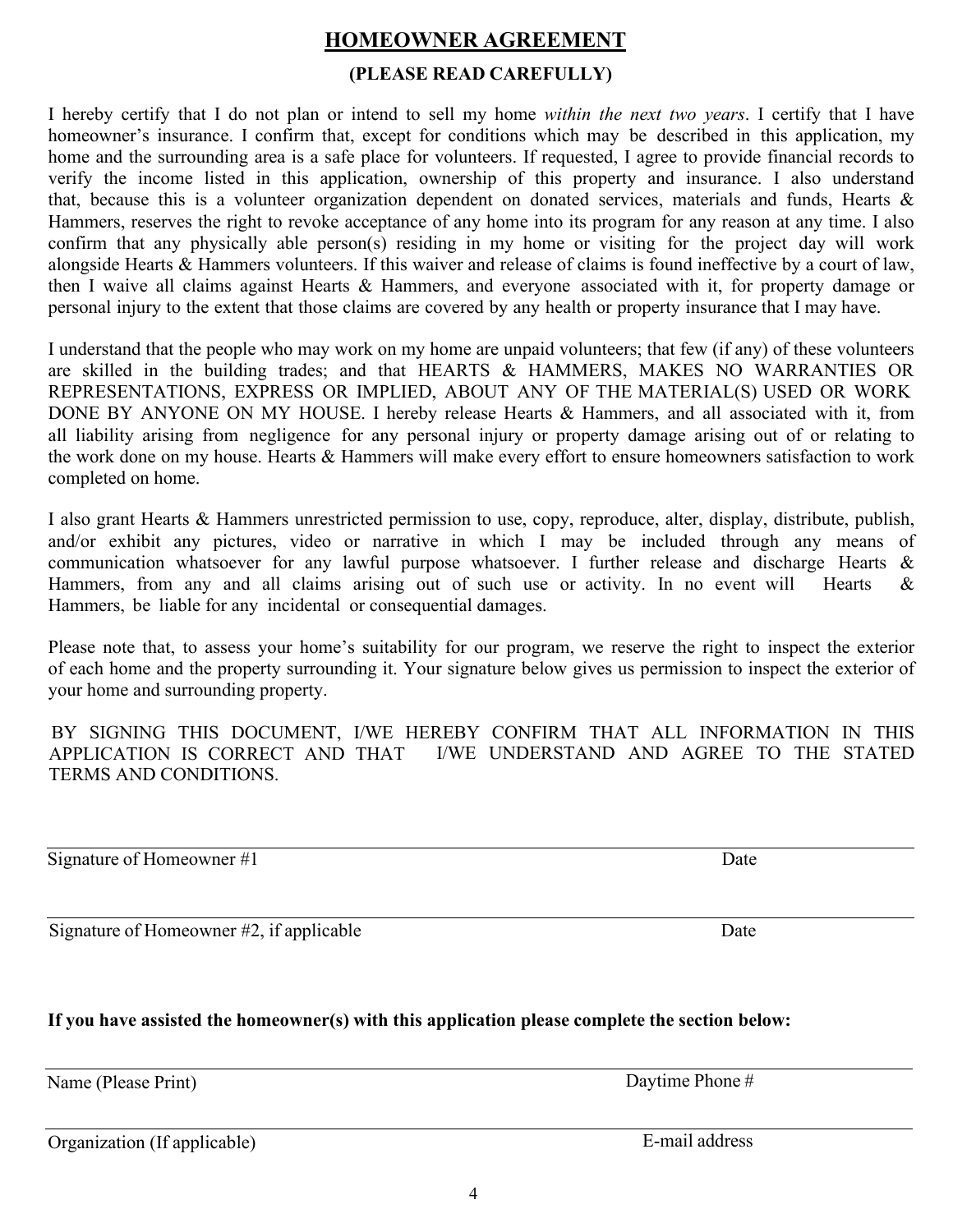# HOMEOWNER AGREEMENT

**(PLEASE READ CAREFULLY)**

I hereby certify that I do not plan or intend to sell my home *within the next two years*. I certify that I have homeowner's insurance. I confirm that, except for conditions which may be described in this application, my home and the surrounding area is a safe place for volunteers. If requested, I agree to provide financial records to verify the income listed in this application, ownership of this property and insurance. I also understand that, because this is a volunteer organization dependent on donated services, materials and funds, Hearts & Hammers, reserves the right to revoke acceptance of any home into its program for any reason at any time. I also confirm that any physically able person(s) residing in my home or visiting for the project day will work alongside Hearts & Hammers volunteers. If this waiver and release of claims is found ineffective by a court of law, then I waive all claims against Hearts & Hammers, and everyone associated with it, for property damage or personal injury to the extent that those claims are covered by any health or property insurance that I may have.

I understand that the people who may work on my home are unpaid volunteers; that few (if any) of these volunteers are skilled in the building trades; and that HEARTS & HAMMERS, MAKES NO WARRANTIES OR REPRESENTATIONS, EXPRESS OR IMPLIED, ABOUT ANY OF THE MATERIAL(S) USED OR WORK DONE BY ANYONE ON MY HOUSE. I hereby release Hearts & Hammers, and all associated with it, from all liability arising from negligence for any personal injury or property damage arising out of or relating to the work done on my house. Hearts & Hammers will make every effort to ensure homeowners satisfaction to work completed on home.

I also grant Hearts & Hammers unrestricted permission to use, copy, reproduce, alter, display, distribute, publish, and/or exhibit any pictures, video or narrative in which I may be included through any means of communication whatsoever for any lawful purpose whatsoever. I further release and discharge Hearts & Hammers, from any and all claims arising out of such use or activity. In no event will Hearts & Hammers, be liable for any incidental or consequential damages.

Please note that, to assess your home's suitability for our program, we reserve the right to inspect the exterior of each home and the property surrounding it. Your signature below gives us permission to inspect the exterior of your home and surrounding property.

BY SIGNING THIS DOCUMENT, I/WE HEREBY CONFIRM THAT ALL INFORMATION IN THIS APPLICATION IS CORRECT AND THAT I/WE UNDERSTAND AND AGREE TO THE STATED TERMS AND CONDITIONS.

\_\_\_\_\_\_\_\_\_\_\_\_\_\_\_\_\_\_\_\_\_\_\_\_\_\_\_\_\_\_\_\_\_\_\_\_\_\_\_\_\_\_\_\_\_\_\_\_\_\_\_\_\_\_\_\_\_\_\_\_\_\_\_\_\_\_\_\_\_\_\_\_\_\_\_\_\_\_\_\_

Signature of Homeowner #1 Date

\_\_\_\_\_\_\_\_\_\_\_\_\_\_\_\_\_\_\_\_\_\_\_\_\_\_\_\_\_\_\_\_\_\_\_\_\_\_\_\_\_\_\_\_\_\_\_\_\_\_\_\_\_\_\_\_\_\_\_\_\_\_\_\_\_\_\_\_\_\_\_\_\_\_\_\_\_\_\_\_

Signature of Homeowner #2, if applicable Date

**If you have assisted the homeowner(s) with this application please complete the section below:**

\_\_\_\_\_\_\_\_\_\_\_\_\_\_\_\_\_\_\_\_\_\_\_\_\_\_\_\_\_\_\_\_\_\_\_\_\_\_\_\_\_\_\_\_\_\_\_\_\_\_\_\_\_\_\_\_\_\_\_\_\_\_\_\_\_\_\_\_\_\_\_\_\_\_\_\_\_\_\_\_

Name (Please Print) Daytime Phone #

\_\_\_\_\_\_\_\_\_\_\_\_\_\_\_\_\_\_\_\_\_\_\_\_\_\_\_\_\_\_\_\_\_\_\_\_\_\_\_\_\_\_\_\_\_\_\_\_\_\_\_\_\_\_\_\_\_\_\_\_\_\_\_\_\_\_\_\_\_\_\_\_\_\_\_\_\_\_\_\_

Organization (If applicable) E-mail address